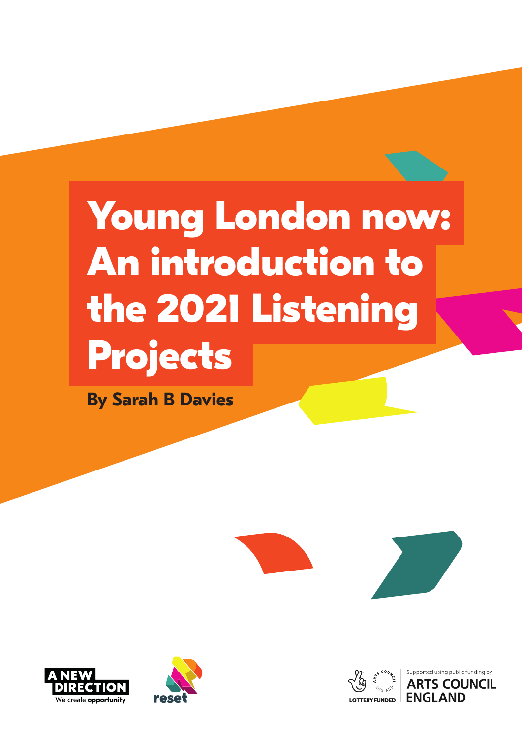# Young London now: An introduction to the 2021 Listening Projects

**By Sarah B Davies**

A NEW DIRECTION
We create **opportunity**

reset

LOTTERY FUNDED

Supported using public funding by
**ARTS COUNCIL ENGLAND**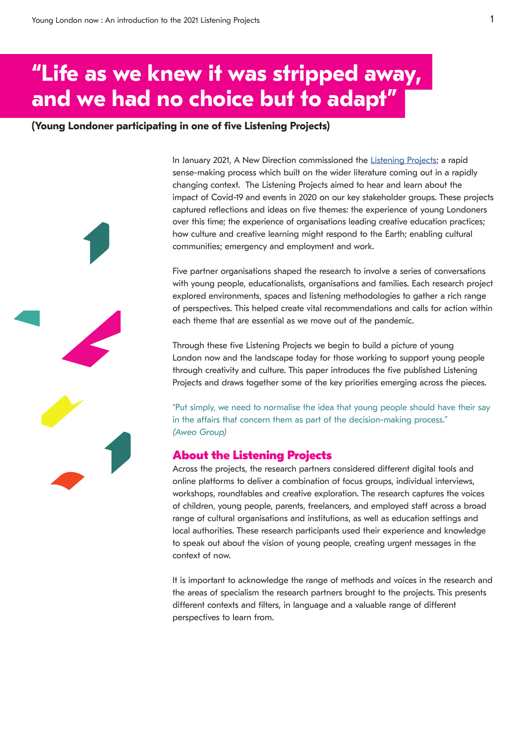# "Life as we knew it was stripped away, and we had no choice but to adapt"

**(Young Londoner participating in one of five Listening Projects)**

In January 2021, A New Direction commissioned the Listening Projects; a rapid sense-making process which built on the wider literature coming out in a rapidly changing context. The Listening Projects aimed to hear and learn about the impact of Covid-19 and events in 2020 on our key stakeholder groups. These projects captured reflections and ideas on five themes: the experience of young Londoners over this time; the experience of organisations leading creative education practices; how culture and creative learning might respond to the Earth; enabling cultural communities; emergency and employment and work.

Five partner organisations shaped the research to involve a series of conversations with young people, educationalists, organisations and families. Each research project explored environments, spaces and listening methodologies to gather a rich range of perspectives. This helped create vital recommendations and calls for action within each theme that are essential as we move out of the pandemic.

Through these five Listening Projects we begin to build a picture of young London now and the landscape today for those working to support young people through creativity and culture. This paper introduces the five published Listening Projects and draws together some of the key priorities emerging across the pieces.

"Put simply, we need to normalise the idea that young people should have their say in the affairs that concern them as part of the decision-making process."
*(Aweo Group)*

## About the Listening Projects

Across the projects, the research partners considered different digital tools and online platforms to deliver a combination of focus groups, individual interviews, workshops, roundtables and creative exploration. The research captures the voices of children, young people, parents, freelancers, and employed staff across a broad range of cultural organisations and institutions, as well as education settings and local authorities. These research participants used their experience and knowledge to speak out about the vision of young people, creating urgent messages in the context of now.

It is important to acknowledge the range of methods and voices in the research and the areas of specialism the research partners brought to the projects. This presents different contexts and filters, in language and a valuable range of different perspectives to learn from.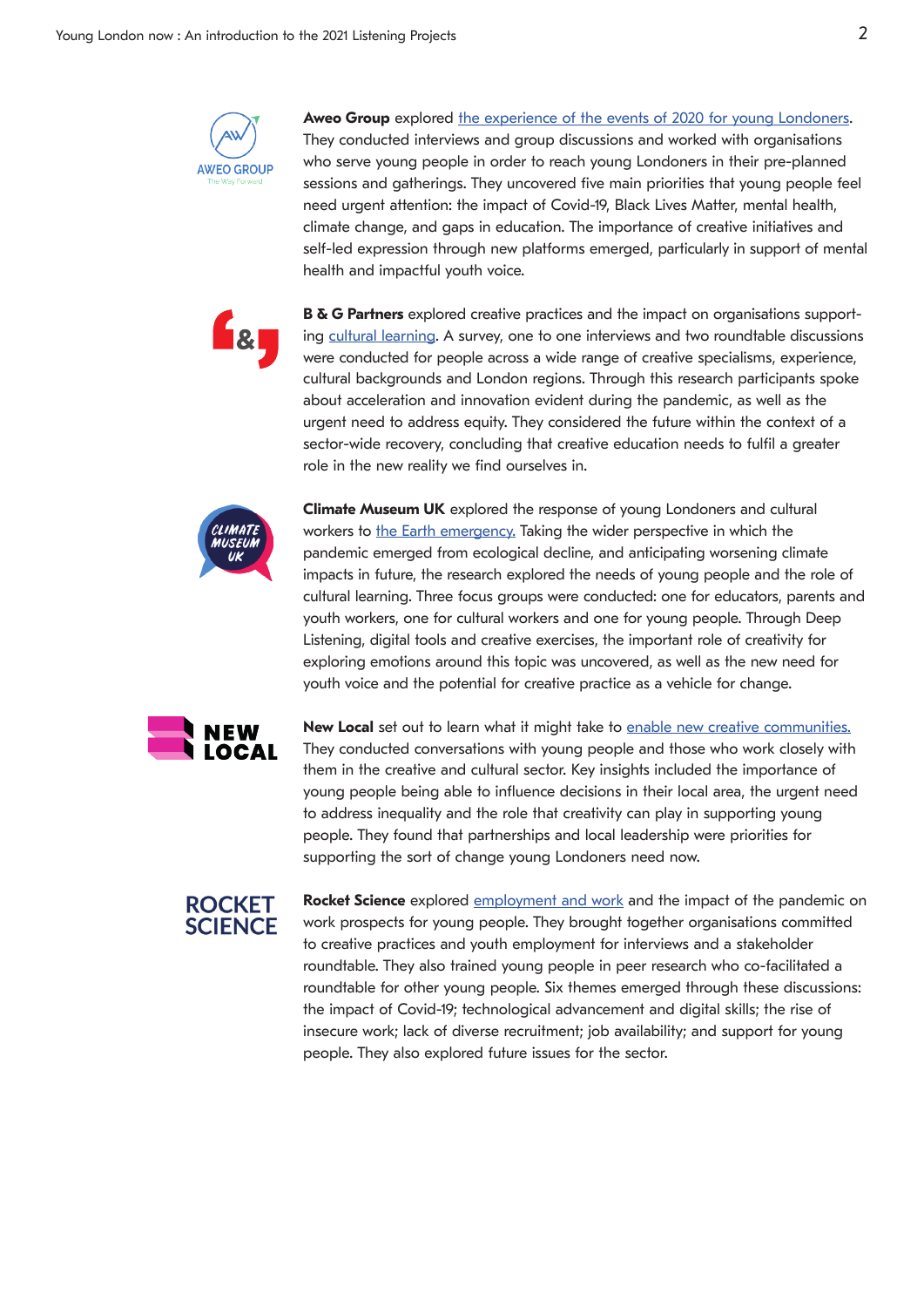**Aweo Group** explored the experience of the events of 2020 for young Londoners. They conducted interviews and group discussions and worked with organisations who serve young people in order to reach young Londoners in their pre-planned sessions and gatherings. They uncovered five main priorities that young people feel need urgent attention: the impact of Covid-19, Black Lives Matter, mental health, climate change, and gaps in education. The importance of creative initiatives and self-led expression through new platforms emerged, particularly in support of mental health and impactful youth voice.

**B & G Partners** explored creative practices and the impact on organisations supporting cultural learning. A survey, one to one interviews and two roundtable discussions were conducted for people across a wide range of creative specialisms, experience, cultural backgrounds and London regions. Through this research participants spoke about acceleration and innovation evident during the pandemic, as well as the urgent need to address equity. They considered the future within the context of a sector-wide recovery, concluding that creative education needs to fulfil a greater role in the new reality we find ourselves in.

**Climate Museum UK** explored the response of young Londoners and cultural workers to the Earth emergency. Taking the wider perspective in which the pandemic emerged from ecological decline, and anticipating worsening climate impacts in future, the research explored the needs of young people and the role of cultural learning. Three focus groups were conducted: one for educators, parents and youth workers, one for cultural workers and one for young people. Through Deep Listening, digital tools and creative exercises, the important role of creativity for exploring emotions around this topic was uncovered, as well as the new need for youth voice and the potential for creative practice as a vehicle for change.

**New Local** set out to learn what it might take to enable new creative communities. They conducted conversations with young people and those who work closely with them in the creative and cultural sector. Key insights included the importance of young people being able to influence decisions in their local area, the urgent need to address inequality and the role that creativity can play in supporting young people. They found that partnerships and local leadership were priorities for supporting the sort of change young Londoners need now.

**Rocket Science** explored employment and work and the impact of the pandemic on work prospects for young people. They brought together organisations committed to creative practices and youth employment for interviews and a stakeholder roundtable. They also trained young people in peer research who co-facilitated a roundtable for other young people. Six themes emerged through these discussions: the impact of Covid-19; technological advancement and digital skills; the rise of insecure work; lack of diverse recruitment; job availability; and support for young people. They also explored future issues for the sector.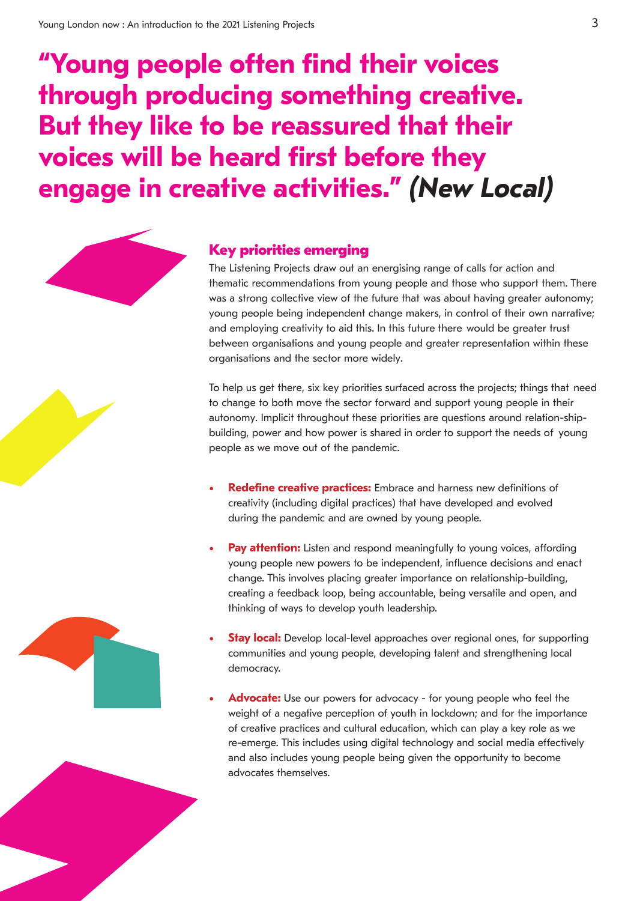**"Young people often find their voices through producing something creative. But they like to be reassured that their voices will be heard first before they engage in creative activities."** ***(New Local)***

## Key priorities emerging

The Listening Projects draw out an energising range of calls for action and thematic recommendations from young people and those who support them. There was a strong collective view of the future that was about having greater autonomy; young people being independent change makers, in control of their own narrative; and employing creativity to aid this. In this future there would be greater trust between organisations and young people and greater representation within these organisations and the sector more widely.

To help us get there, six key priorities surfaced across the projects; things that need to change to both move the sector forward and support young people in their autonomy. Implicit throughout these priorities are questions around relation-ship-building, power and how power is shared in order to support the needs of young people as we move out of the pandemic.

- **Redefine creative practices:** Embrace and harness new definitions of creativity (including digital practices) that have developed and evolved during the pandemic and are owned by young people.
- **Pay attention:** Listen and respond meaningfully to young voices, affording young people new powers to be independent, influence decisions and enact change. This involves placing greater importance on relationship-building, creating a feedback loop, being accountable, being versatile and open, and thinking of ways to develop youth leadership.
- **Stay local:** Develop local-level approaches over regional ones, for supporting communities and young people, developing talent and strengthening local democracy.
- **Advocate:** Use our powers for advocacy - for young people who feel the weight of a negative perception of youth in lockdown; and for the importance of creative practices and cultural education, which can play a key role as we re-emerge. This includes using digital technology and social media effectively and also includes young people being given the opportunity to become advocates themselves.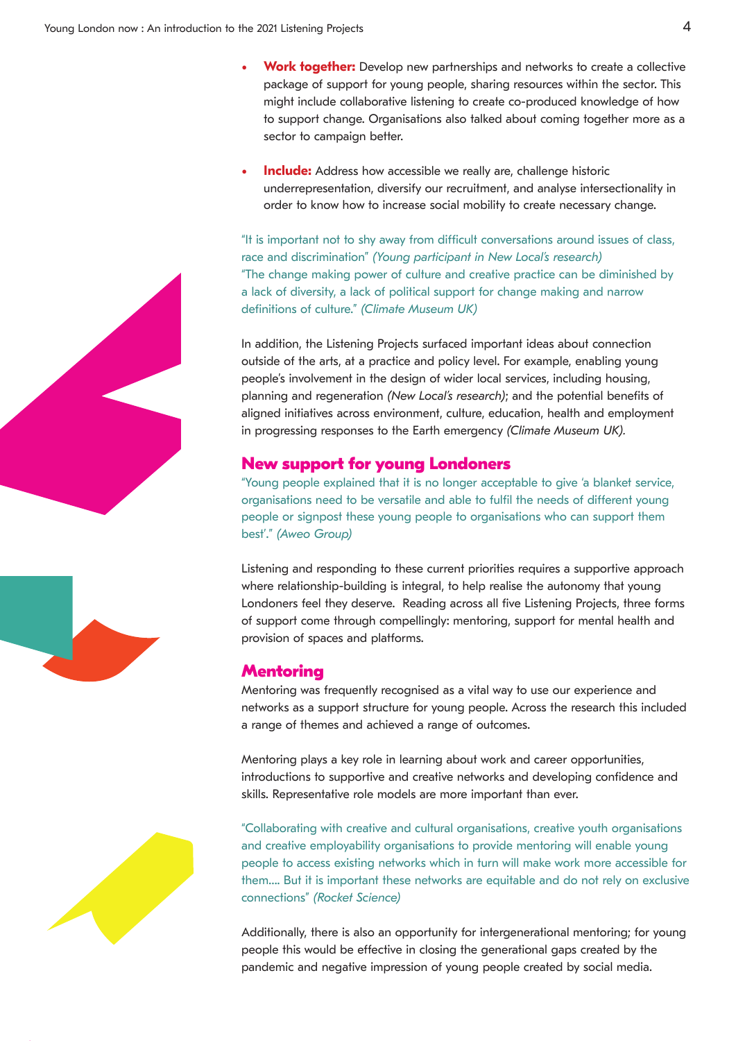- **Work together:** Develop new partnerships and networks to create a collective package of support for young people, sharing resources within the sector. This might include collaborative listening to create co-produced knowledge of how to support change. Organisations also talked about coming together more as a sector to campaign better.

- **Include:** Address how accessible we really are, challenge historic underrepresentation, diversify our recruitment, and analyse intersectionality in order to know how to increase social mobility to create necessary change.

"It is important not to shy away from difficult conversations around issues of class, race and discrimination" *(Young participant in New Local's research)*
"The change making power of culture and creative practice can be diminished by a lack of diversity, a lack of political support for change making and narrow definitions of culture." *(Climate Museum UK)*

In addition, the Listening Projects surfaced important ideas about connection outside of the arts, at a practice and policy level. For example, enabling young people's involvement in the design of wider local services, including housing, planning and regeneration *(New Local's research)*; and the potential benefits of aligned initiatives across environment, culture, education, health and employment in progressing responses to the Earth emergency *(Climate Museum UK).*

## New support for young Londoners

"Young people explained that it is no longer acceptable to give 'a blanket service, organisations need to be versatile and able to fulfil the needs of different young people or signpost these young people to organisations who can support them best'." *(Aweo Group)*

Listening and responding to these current priorities requires a supportive approach where relationship-building is integral, to help realise the autonomy that young Londoners feel they deserve. Reading across all five Listening Projects, three forms of support come through compellingly: mentoring, support for mental health and provision of spaces and platforms.

## Mentoring

Mentoring was frequently recognised as a vital way to use our experience and networks as a support structure for young people. Across the research this included a range of themes and achieved a range of outcomes.

Mentoring plays a key role in learning about work and career opportunities, introductions to supportive and creative networks and developing confidence and skills. Representative role models are more important than ever.

"Collaborating with creative and cultural organisations, creative youth organisations and creative employability organisations to provide mentoring will enable young people to access existing networks which in turn will make work more accessible for them.... But it is important these networks are equitable and do not rely on exclusive connections" *(Rocket Science)*

Additionally, there is also an opportunity for intergenerational mentoring; for young people this would be effective in closing the generational gaps created by the pandemic and negative impression of young people created by social media.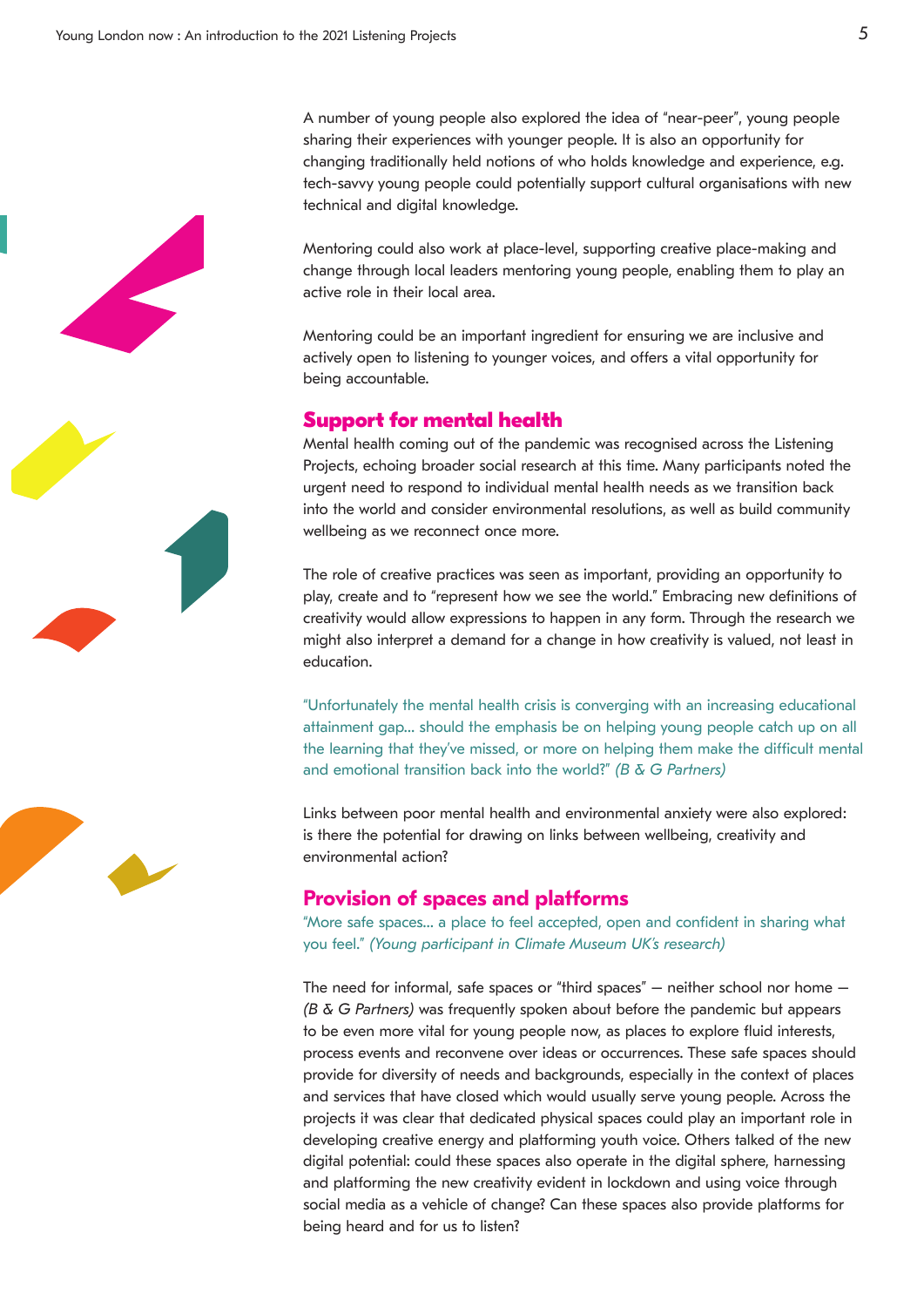A number of young people also explored the idea of "near-peer", young people sharing their experiences with younger people. It is also an opportunity for changing traditionally held notions of who holds knowledge and experience, e.g. tech-savvy young people could potentially support cultural organisations with new technical and digital knowledge.

Mentoring could also work at place-level, supporting creative place-making and change through local leaders mentoring young people, enabling them to play an active role in their local area.

Mentoring could be an important ingredient for ensuring we are inclusive and actively open to listening to younger voices, and offers a vital opportunity for being accountable.

## Support for mental health

Mental health coming out of the pandemic was recognised across the Listening Projects, echoing broader social research at this time. Many participants noted the urgent need to respond to individual mental health needs as we transition back into the world and consider environmental resolutions, as well as build community wellbeing as we reconnect once more.

The role of creative practices was seen as important, providing an opportunity to play, create and to "represent how we see the world." Embracing new definitions of creativity would allow expressions to happen in any form. Through the research we might also interpret a demand for a change in how creativity is valued, not least in education.

"Unfortunately the mental health crisis is converging with an increasing educational attainment gap… should the emphasis be on helping young people catch up on all the learning that they've missed, or more on helping them make the difficult mental and emotional transition back into the world?" *(B & G Partners)*

Links between poor mental health and environmental anxiety were also explored: is there the potential for drawing on links between wellbeing, creativity and environmental action?

## Provision of spaces and platforms

"More safe spaces… a place to feel accepted, open and confident in sharing what you feel." *(Young participant in Climate Museum UK's research)*

The need for informal, safe spaces or "third spaces" — neither school nor home — *(B & G Partners)* was frequently spoken about before the pandemic but appears to be even more vital for young people now, as places to explore fluid interests, process events and reconvene over ideas or occurrences. These safe spaces should provide for diversity of needs and backgrounds, especially in the context of places and services that have closed which would usually serve young people. Across the projects it was clear that dedicated physical spaces could play an important role in developing creative energy and platforming youth voice. Others talked of the new digital potential: could these spaces also operate in the digital sphere, harnessing and platforming the new creativity evident in lockdown and using voice through social media as a vehicle of change? Can these spaces also provide platforms for being heard and for us to listen?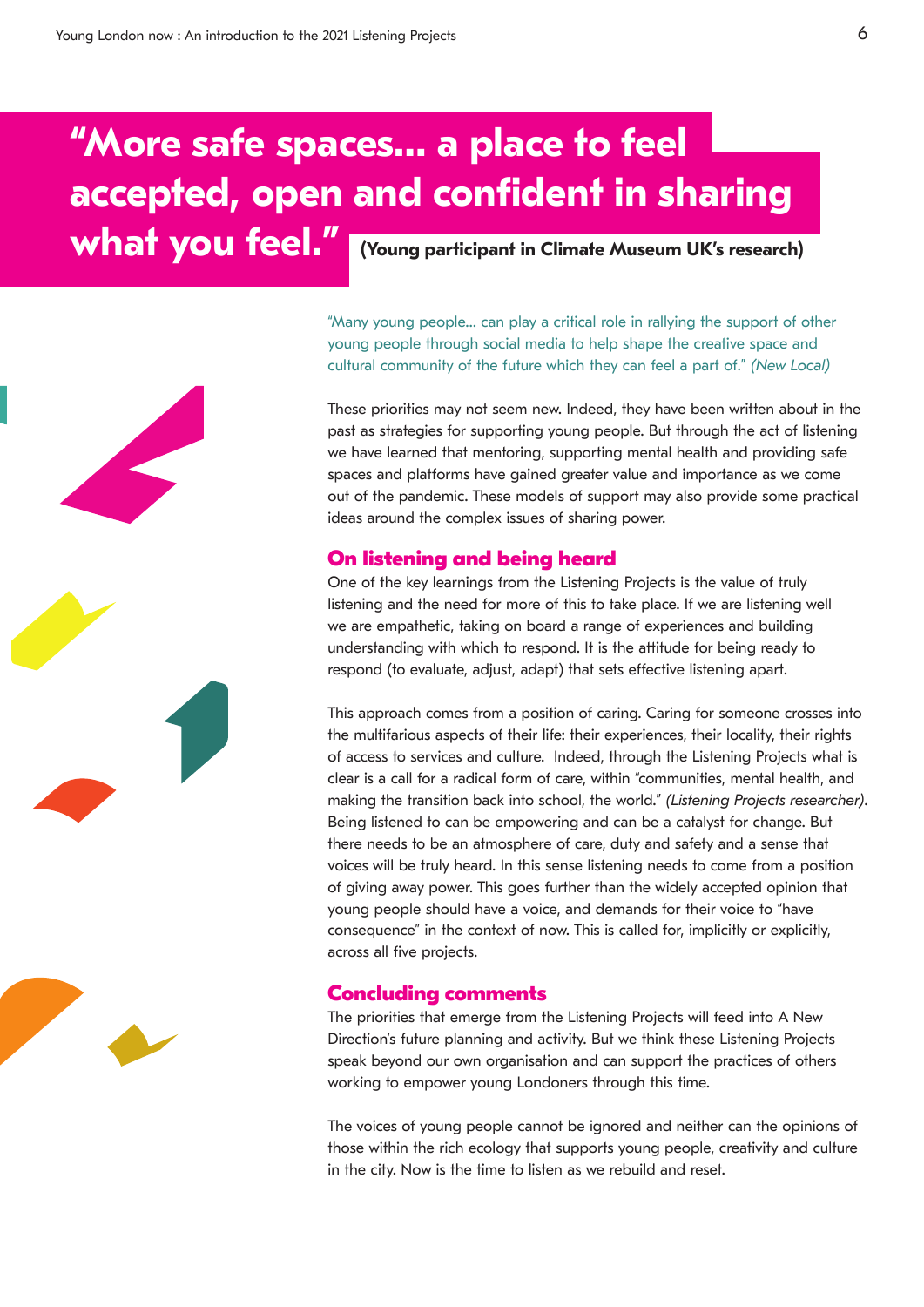# "More safe spaces… a place to feel accepted, open and confident in sharing what you feel."

**(Young participant in Climate Museum UK's research)**

"Many young people… can play a critical role in rallying the support of other young people through social media to help shape the creative space and cultural community of the future which they can feel a part of." *(New Local)*

These priorities may not seem new. Indeed, they have been written about in the past as strategies for supporting young people. But through the act of listening we have learned that mentoring, supporting mental health and providing safe spaces and platforms have gained greater value and importance as we come out of the pandemic. These models of support may also provide some practical ideas around the complex issues of sharing power.

## On listening and being heard

One of the key learnings from the Listening Projects is the value of truly listening and the need for more of this to take place. If we are listening well we are empathetic, taking on board a range of experiences and building understanding with which to respond. It is the attitude for being ready to respond (to evaluate, adjust, adapt) that sets effective listening apart.

This approach comes from a position of caring. Caring for someone crosses into the multifarious aspects of their life: their experiences, their locality, their rights of access to services and culture. Indeed, through the Listening Projects what is clear is a call for a radical form of care, within "communities, mental health, and making the transition back into school, the world." *(Listening Projects researcher)*. Being listened to can be empowering and can be a catalyst for change. But there needs to be an atmosphere of care, duty and safety and a sense that voices will be truly heard. In this sense listening needs to come from a position of giving away power. This goes further than the widely accepted opinion that young people should have a voice, and demands for their voice to "have consequence" in the context of now. This is called for, implicitly or explicitly, across all five projects.

## Concluding comments

The priorities that emerge from the Listening Projects will feed into A New Direction's future planning and activity. But we think these Listening Projects speak beyond our own organisation and can support the practices of others working to empower young Londoners through this time.

The voices of young people cannot be ignored and neither can the opinions of those within the rich ecology that supports young people, creativity and culture in the city. Now is the time to listen as we rebuild and reset.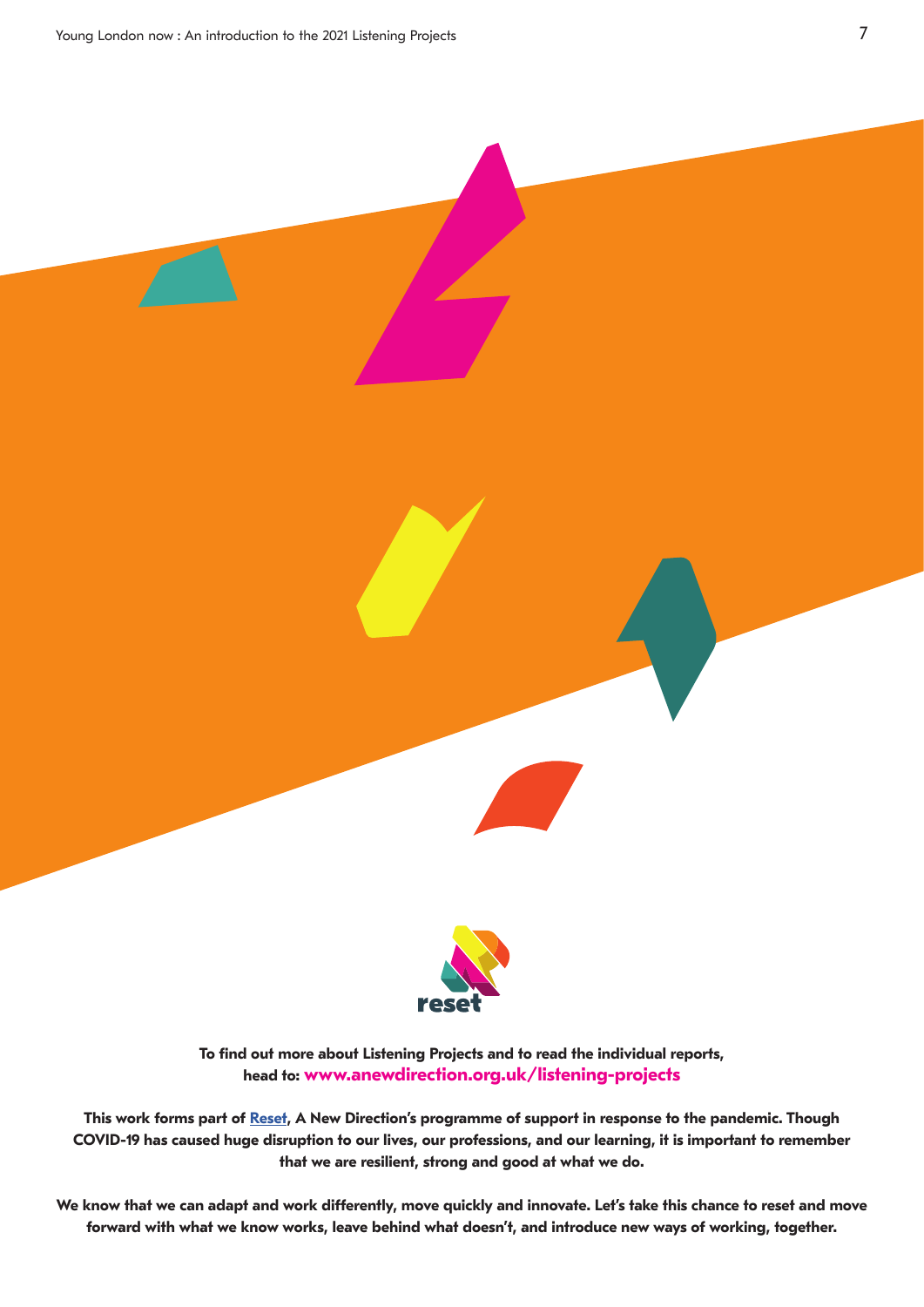reset

**To find out more about Listening Projects and to read the individual reports, head to: www.anewdirection.org.uk/listening-projects**

**This work forms part of Reset, A New Direction's programme of support in response to the pandemic. Though COVID-19 has caused huge disruption to our lives, our professions, and our learning, it is important to remember that we are resilient, strong and good at what we do.**

**We know that we can adapt and work differently, move quickly and innovate. Let's take this chance to reset and move forward with what we know works, leave behind what doesn't, and introduce new ways of working, together.**